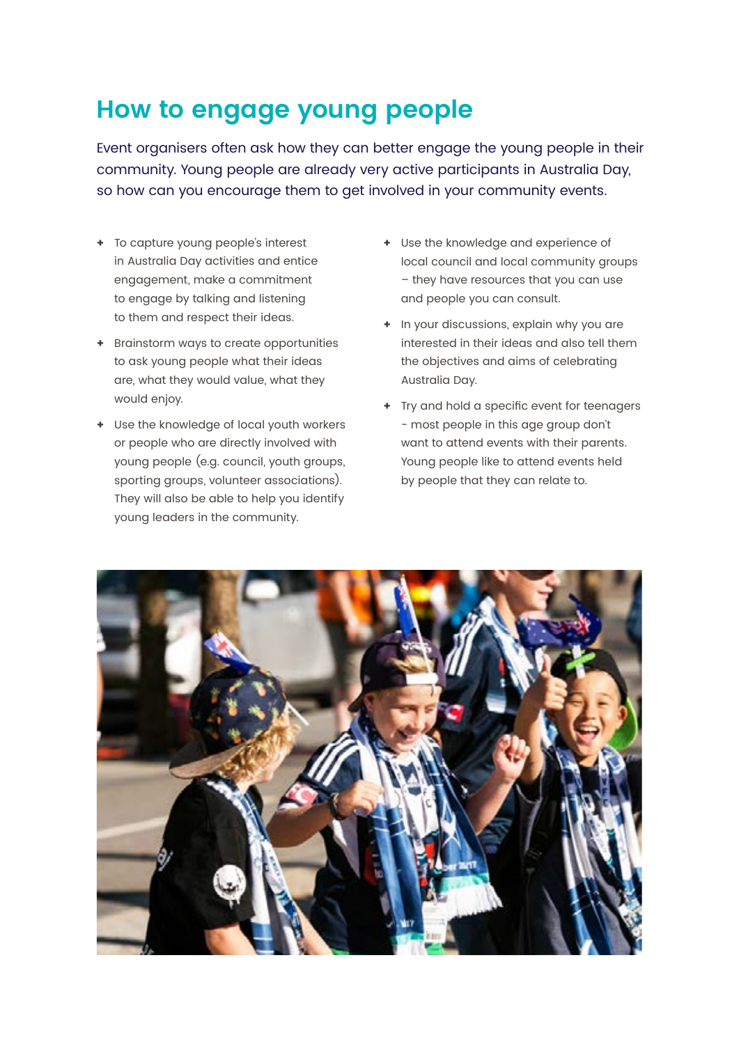# How to engage young people

Event organisers often ask how they can better engage the young people in their community. Young people are already very active participants in Australia Day, so how can you encourage them to get involved in your community events.

- To capture young people's interest in Australia Day activities and entice engagement, make a commitment to engage by talking and listening to them and respect their ideas.
- Brainstorm ways to create opportunities to ask young people what their ideas are, what they would value, what they would enjoy.
- Use the knowledge of local youth workers or people who are directly involved with young people (e.g. council, youth groups, sporting groups, volunteer associations). They will also be able to help you identify young leaders in the community.
- Use the knowledge and experience of local council and local community groups – they have resources that you can use and people you can consult.
- In your discussions, explain why you are interested in their ideas and also tell them the objectives and aims of celebrating Australia Day.
- Try and hold a specific event for teenagers - most people in this age group don't want to attend events with their parents. Young people like to attend events held by people that they can relate to.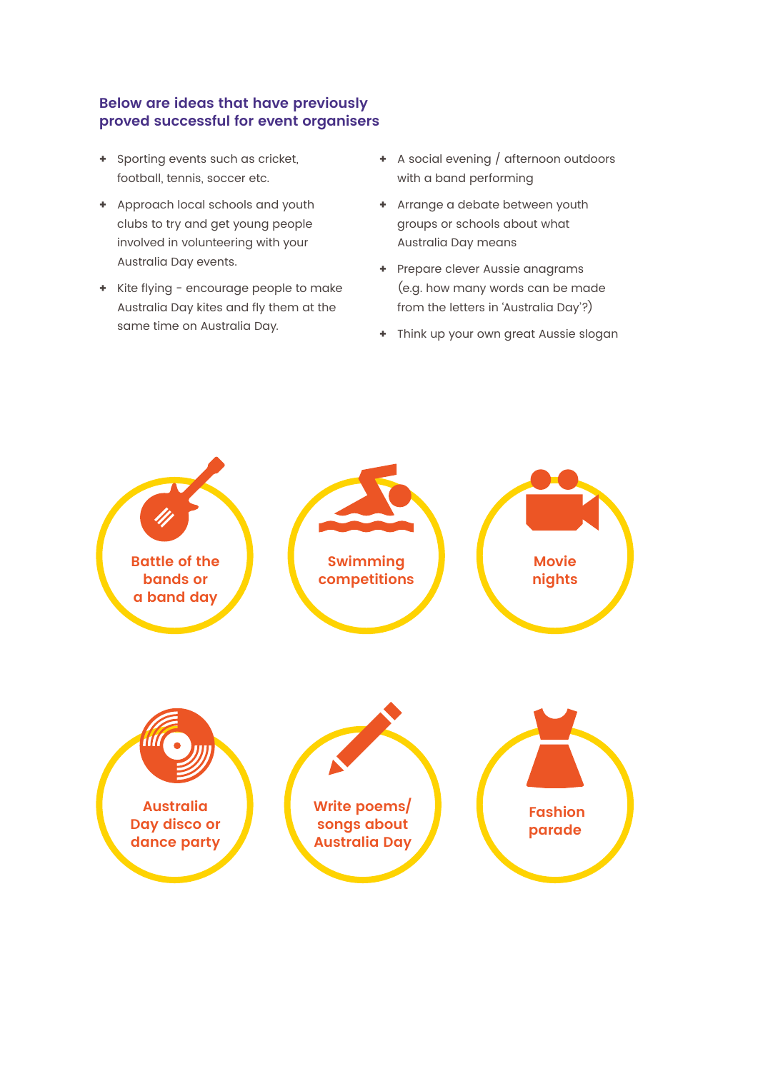### Below are ideas that have previously proved successful for event organisers

- Sporting events such as cricket, football, tennis, soccer etc.
- Approach local schools and youth clubs to try and get young people involved in volunteering with your Australia Day events.
- Kite flying - encourage people to make Australia Day kites and fly them at the same time on Australia Day.
- A social evening / afternoon outdoors with a band performing
- Arrange a debate between youth groups or schools about what Australia Day means
- Prepare clever Aussie anagrams (e.g. how many words can be made from the letters in 'Australia Day'?)
- Think up your own great Aussie slogan

Battle of the bands or a band day

Swimming competitions

Movie nights

Australia Day disco or dance party

Write poems/ songs about Australia Day

Fashion parade